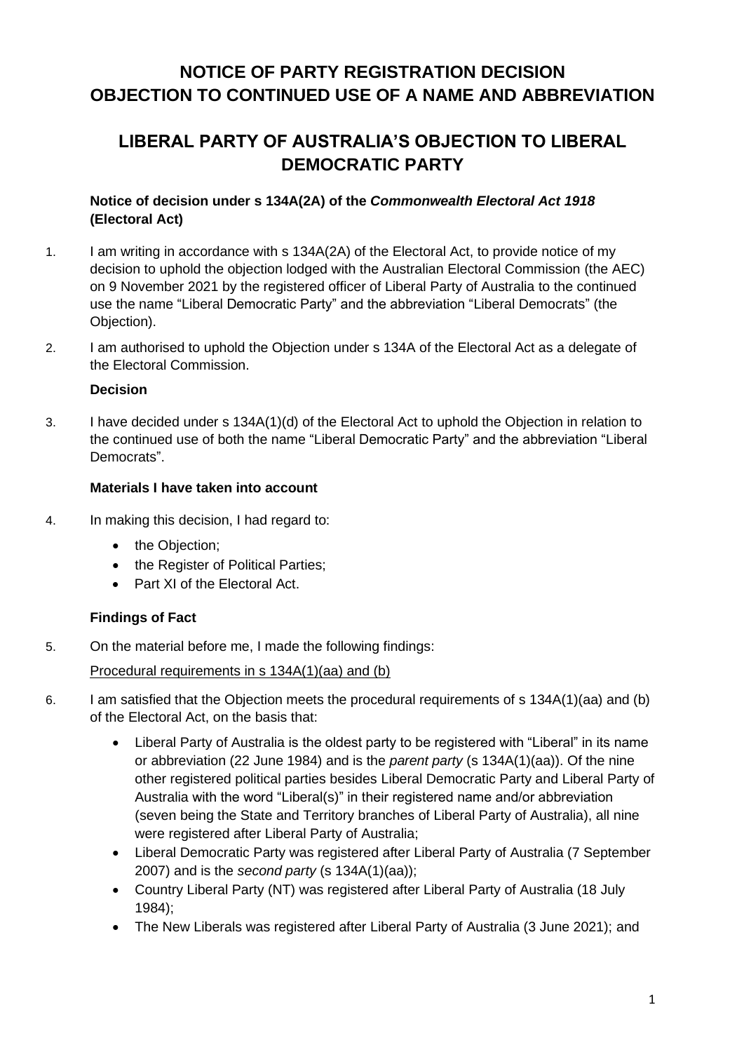# NOTICE OF PARTY REGISTRATION DECISION OBJECTION TO CONTINUED USE OF A NAME AND ABBREVIATION

# LIBERAL PARTY OF AUSTRALIA'S OBJECTION TO LIBERAL DEMOCRATIC PARTY

### Notice of decision under s 134A(2A) of the *Commonwealth Electoral Act 1918* (Electoral Act)

1. I am writing in accordance with s 134A(2A) of the Electoral Act, to provide notice of my decision to uphold the objection lodged with the Australian Electoral Commission (the AEC) on 9 November 2021 by the registered officer of Liberal Party of Australia to the continued use the name "Liberal Democratic Party" and the abbreviation "Liberal Democrats" (the Objection).

2. I am authorised to uphold the Objection under s 134A of the Electoral Act as a delegate of the Electoral Commission.

### Decision

3. I have decided under s 134A(1)(d) of the Electoral Act to uphold the Objection in relation to the continued use of both the name "Liberal Democratic Party" and the abbreviation "Liberal Democrats".

### Materials I have taken into account

4. In making this decision, I had regard to:
   - the Objection;
   - the Register of Political Parties;
   - Part XI of the Electoral Act.

### Findings of Fact

5. On the material before me, I made the following findings:

   Procedural requirements in s 134A(1)(aa) and (b)

6. I am satisfied that the Objection meets the procedural requirements of s 134A(1)(aa) and (b) of the Electoral Act, on the basis that:
   - Liberal Party of Australia is the oldest party to be registered with "Liberal" in its name or abbreviation (22 June 1984) and is the *parent party* (s 134A(1)(aa)). Of the nine other registered political parties besides Liberal Democratic Party and Liberal Party of Australia with the word "Liberal(s)" in their registered name and/or abbreviation (seven being the State and Territory branches of Liberal Party of Australia), all nine were registered after Liberal Party of Australia;
   - Liberal Democratic Party was registered after Liberal Party of Australia (7 September 2007) and is the *second party* (s 134A(1)(aa));
   - Country Liberal Party (NT) was registered after Liberal Party of Australia (18 July 1984);
   - The New Liberals was registered after Liberal Party of Australia (3 June 2021); and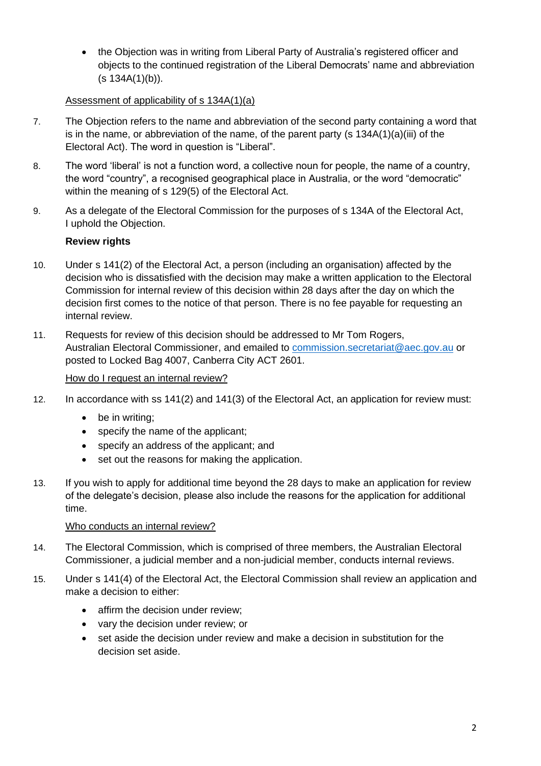- the Objection was in writing from Liberal Party of Australia's registered officer and objects to the continued registration of the Liberal Democrats' name and abbreviation (s 134A(1)(b)).

<u>Assessment of applicability of s 134A(1)(a)</u>

7. The Objection refers to the name and abbreviation of the second party containing a word that is in the name, or abbreviation of the name, of the parent party (s 134A(1)(a)(iii) of the Electoral Act). The word in question is "Liberal".

8. The word 'liberal' is not a function word, a collective noun for people, the name of a country, the word "country", a recognised geographical place in Australia, or the word "democratic" within the meaning of s 129(5) of the Electoral Act.

9. As a delegate of the Electoral Commission for the purposes of s 134A of the Electoral Act, I uphold the Objection.

**Review rights**

10. Under s 141(2) of the Electoral Act, a person (including an organisation) affected by the decision who is dissatisfied with the decision may make a written application to the Electoral Commission for internal review of this decision within 28 days after the day on which the decision first comes to the notice of that person. There is no fee payable for requesting an internal review.

11. Requests for review of this decision should be addressed to Mr Tom Rogers, Australian Electoral Commissioner, and emailed to commission.secretariat@aec.gov.au or posted to Locked Bag 4007, Canberra City ACT 2601.

<u>How do I request an internal review?</u>

12. In accordance with ss 141(2) and 141(3) of the Electoral Act, an application for review must:
    - be in writing;
    - specify the name of the applicant;
    - specify an address of the applicant; and
    - set out the reasons for making the application.

13. If you wish to apply for additional time beyond the 28 days to make an application for review of the delegate's decision, please also include the reasons for the application for additional time.

<u>Who conducts an internal review?</u>

14. The Electoral Commission, which is comprised of three members, the Australian Electoral Commissioner, a judicial member and a non-judicial member, conducts internal reviews.

15. Under s 141(4) of the Electoral Act, the Electoral Commission shall review an application and make a decision to either:
    - affirm the decision under review;
    - vary the decision under review; or
    - set aside the decision under review and make a decision in substitution for the decision set aside.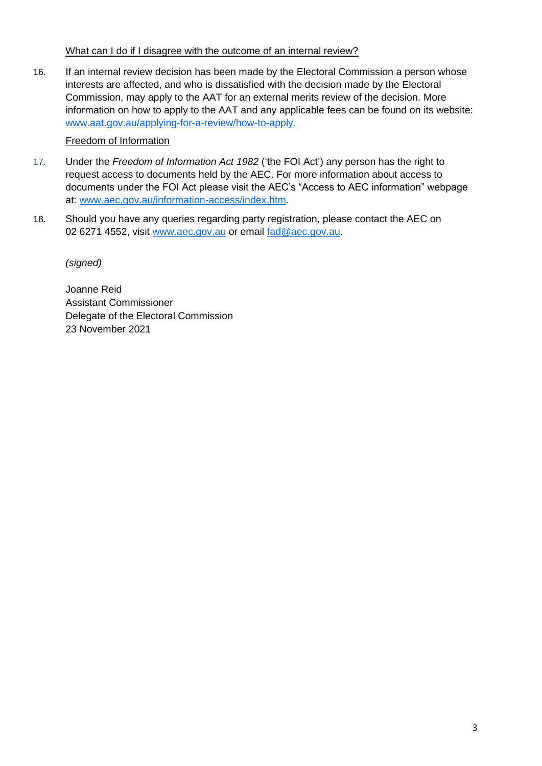What can I do if I disagree with the outcome of an internal review?

16. If an internal review decision has been made by the Electoral Commission a person whose interests are affected, and who is dissatisfied with the decision made by the Electoral Commission, may apply to the AAT for an external merits review of the decision. More information on how to apply to the AAT and any applicable fees can be found on its website: [www.aat.gov.au/applying-for-a-review/how-to-apply.](www.aat.gov.au/applying-for-a-review/how-to-apply)

Freedom of Information

17. Under the *Freedom of Information Act 1982* ('the FOI Act') any person has the right to request access to documents held by the AEC. For more information about access to documents under the FOI Act please visit the AEC's "Access to AEC information" webpage at: [www.aec.gov.au/information-access/index.htm](www.aec.gov.au/information-access/index.htm).

18. Should you have any queries regarding party registration, please contact the AEC on 02 6271 4552, visit [www.aec.gov.au](www.aec.gov.au) or email [fad@aec.gov.au](mailto:fad@aec.gov.au).

*(signed)*

Joanne Reid
Assistant Commissioner
Delegate of the Electoral Commission
23 November 2021